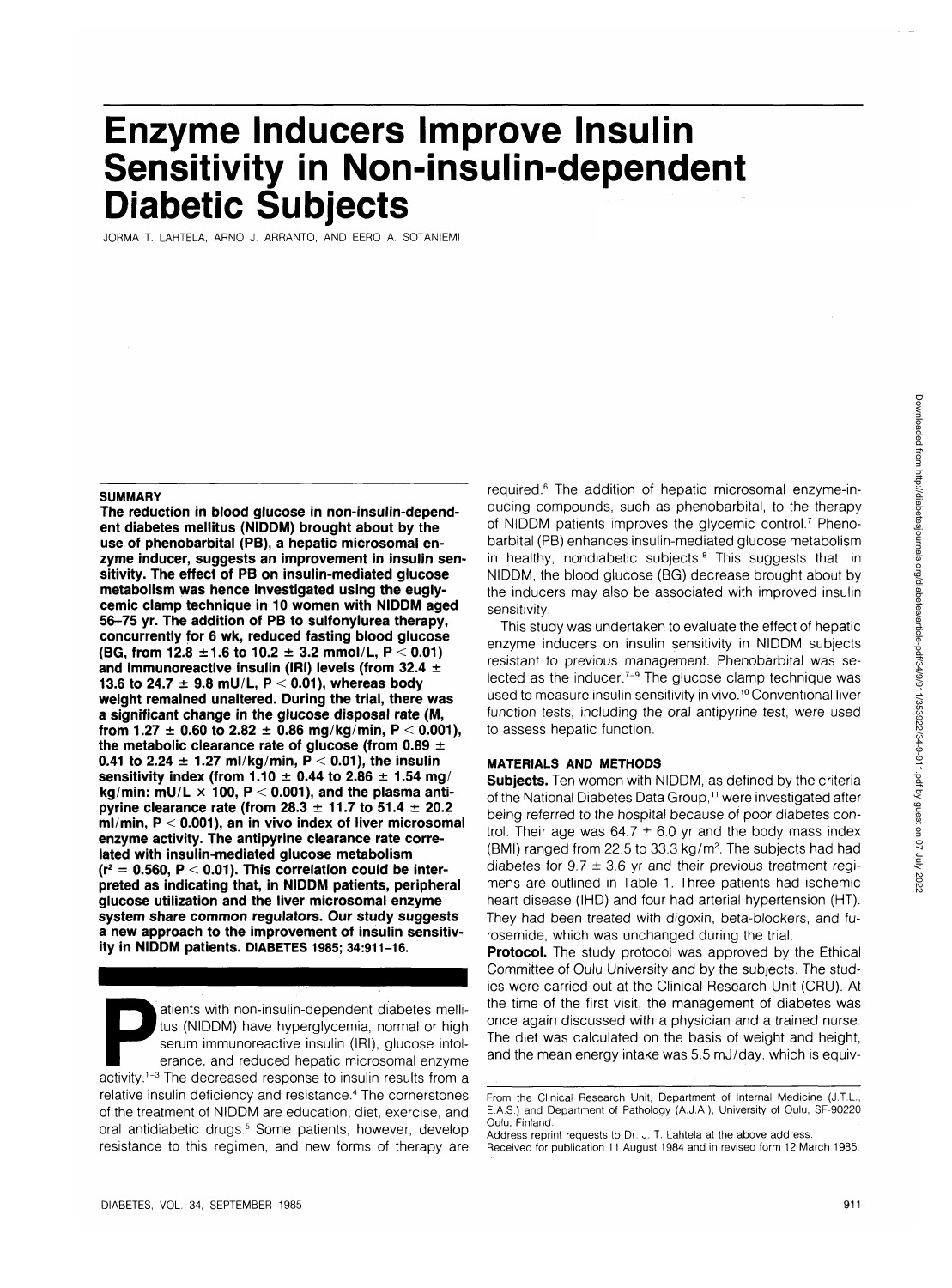# Enzyme Inducers Improve Insulin Sensitivity in Non-insulin-dependent Diabetic Subjects

JORMA T. LAHTELA, ARNO J. ARRANTO, AND EERO A. SOTANIEMI

**SUMMARY**

**The reduction in blood glucose in non-insulin-dependent diabetes mellitus (NIDDM) brought about by the use of phenobarbital (PB), a hepatic microsomal enzyme inducer, suggests an improvement in insulin sensitivity. The effect of PB on insulin-mediated glucose metabolism was hence investigated using the euglycemic clamp technique in 10 women with NIDDM aged 56–75 yr. The addition of PB to sulfonylurea therapy, concurrently for 6 wk, reduced fasting blood glucose (BG, from 12.8 ± 1.6 to 10.2 ± 3.2 mmol/L, $P < 0.01$) and immunoreactive insulin (IRI) levels (from 32.4 ± 13.6 to 24.7 ± 9.8 mU/L, $P < 0.01$), whereas body weight remained unaltered. During the trial, there was a significant change in the glucose disposal rate (M, from 1.27 ± 0.60 to 2.82 ± 0.86 mg/kg/min, $P < 0.001$), the metabolic clearance rate of glucose (from 0.89 ± 0.41 to 2.24 ± 1.27 ml/kg/min, $P < 0.01$), the insulin sensitivity index (from 1.10 ± 0.44 to 2.86 ± 1.54 mg/kg/min: mU/L × 100, $P < 0.001$), and the plasma antipyrine clearance rate (from 28.3 ± 11.7 to 51.4 ± 20.2 ml/min, $P < 0.001$), an in vivo index of liver microsomal enzyme activity. The antipyrine clearance rate correlated with insulin-mediated glucose metabolism ($r^2 = 0.560$, $P < 0.01$). This correlation could be interpreted as indicating that, in NIDDM patients, peripheral glucose utilization and the liver microsomal enzyme system share common regulators. Our study suggests a new approach to the improvement of insulin sensitivity in NIDDM patients.** DIABETES 1985; 34:911–16.

Patients with non-insulin-dependent diabetes mellitus (NIDDM) have hyperglycemia, normal or high serum immunoreactive insulin (IRI), glucose intolerance, and reduced hepatic microsomal enzyme activity.[1–3] The decreased response to insulin results from a relative insulin deficiency and resistance.[4] The cornerstones of the treatment of NIDDM are education, diet, exercise, and oral antidiabetic drugs.[5] Some patients, however, develop resistance to this regimen, and new forms of therapy are required.[6] The addition of hepatic microsomal enzyme-inducing compounds, such as phenobarbital, to the therapy of NIDDM patients improves the glycemic control.[7] Phenobarbital (PB) enhances insulin-mediated glucose metabolism in healthy, nondiabetic subjects.[8] This suggests that, in NIDDM, the blood glucose (BG) decrease brought about by the inducers may also be associated with improved insulin sensitivity.

This study was undertaken to evaluate the effect of hepatic enzyme inducers on insulin sensitivity in NIDDM subjects resistant to previous management. Phenobarbital was selected as the inducer.[7–9] The glucose clamp technique was used to measure insulin sensitivity in vivo.[10] Conventional liver function tests, including the oral antipyrine test, were used to assess hepatic function.

## MATERIALS AND METHODS

**Subjects.** Ten women with NIDDM, as defined by the criteria of the National Diabetes Data Group,[11] were investigated after being referred to the hospital because of poor diabetes control. Their age was 64.7 ± 6.0 yr and the body mass index (BMI) ranged from 22.5 to 33.3 kg/m$^2$. The subjects had had diabetes for 9.7 ± 3.6 yr and their previous treatment regimens are outlined in Table 1. Three patients had ischemic heart disease (IHD) and four had arterial hypertension (HT). They had been treated with digoxin, beta-blockers, and furosemide, which was unchanged during the trial.

**Protocol.** The study protocol was approved by the Ethical Committee of Oulu University and by the subjects. The studies were carried out at the Clinical Research Unit (CRU). At the time of the first visit, the management of diabetes was once again discussed with a physician and a trained nurse. The diet was calculated on the basis of weight and height, and the mean energy intake was 5.5 mJ/day, which is equiv-

From the Clinical Research Unit, Department of Internal Medicine (J.T.L., E.A.S.) and Department of Pathology (A.J.A.), University of Oulu, SF-90220 Oulu, Finland.

Address reprint requests to Dr. J. T. Lahtela at the above address.

Received for publication 11 August 1984 and in revised form 12 March 1985.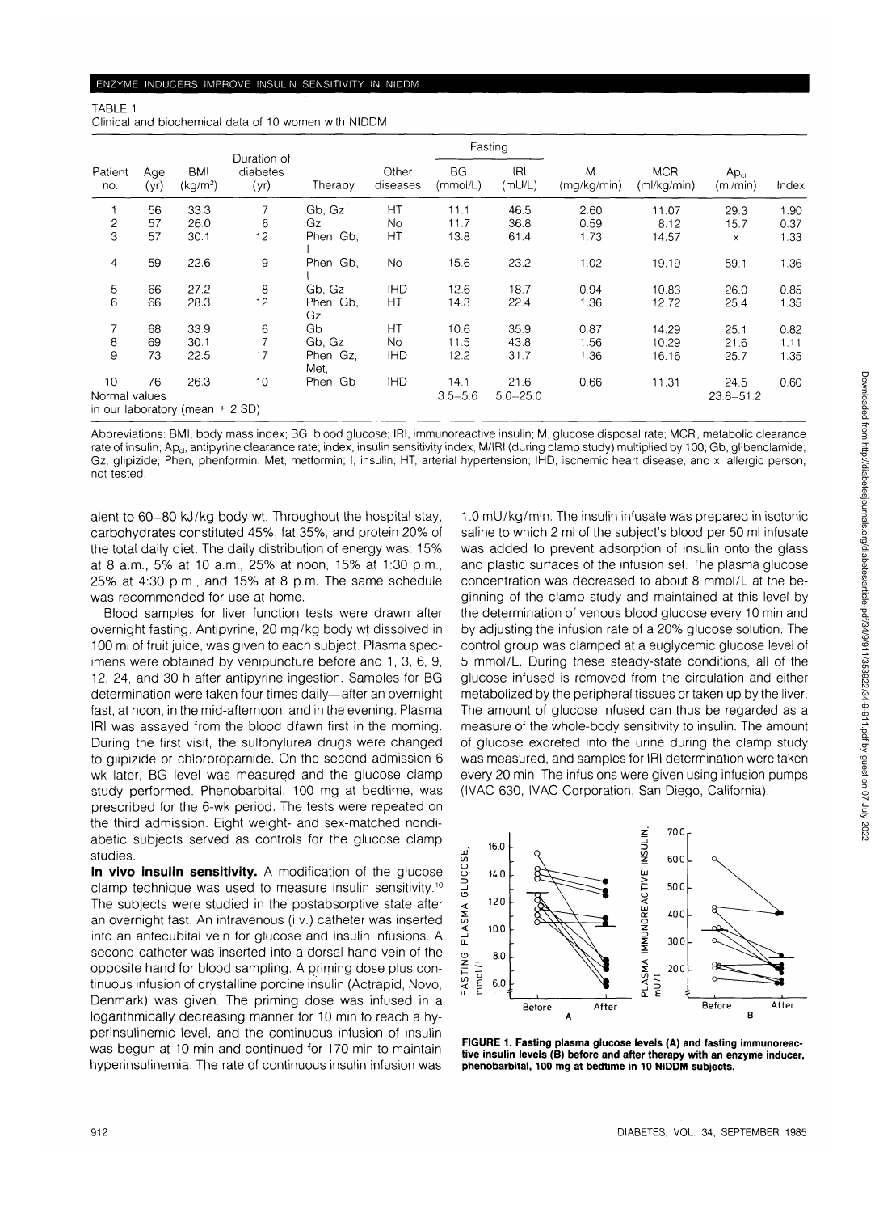TABLE 1
Clinical and biochemical data of 10 women with NIDDM

| Patient no. | Age (yr) | BMI (kg/m²) | Duration of diabetes (yr) | Therapy | Other diseases | Fasting BG (mmol/L) | Fasting IRI (mU/L) | M (mg/kg/min) | $MCR_I$ (ml/kg/min) | $Ap_{cl}$ (ml/min) | Index |
|---|---|---|---|---|---|---|---|---|---|---|---|
| 1 | 56 | 33.3 | 7 | Gb, Gz | HT | 11.1 | 46.5 | 2.60 | 11.07 | 29.3 | 1.90 |
| 2 | 57 | 26.0 | 6 | Gz | No | 11.7 | 36.8 | 0.59 | 8.12 | 15.7 | 0.37 |
| 3 | 57 | 30.1 | 12 | Phen, Gb, I | HT | 13.8 | 61.4 | 1.73 | 14.57 | x | 1.33 |
| 4 | 59 | 22.6 | 9 | Phen, Gb, I | No | 15.6 | 23.2 | 1.02 | 19.19 | 59.1 | 1.36 |
| 5 | 66 | 27.2 | 8 | Gb, Gz | IHD | 12.6 | 18.7 | 0.94 | 10.83 | 26.0 | 0.85 |
| 6 | 66 | 28.3 | 12 | Phen, Gb, Gz | HT | 14.3 | 22.4 | 1.36 | 12.72 | 25.4 | 1.35 |
| 7 | 68 | 33.9 | 6 | Gb | HT | 10.6 | 35.9 | 0.87 | 14.29 | 25.1 | 0.82 |
| 8 | 69 | 30.1 | 7 | Gb, Gz | No | 11.5 | 43.8 | 1.56 | 10.29 | 21.6 | 1.11 |
| 9 | 73 | 22.5 | 17 | Phen, Gz, Met, I | IHD | 12.2 | 31.7 | 1.36 | 16.16 | 25.7 | 1.35 |
| 10 | 76 | 26.3 | 10 | Phen, Gb | IHD | 14.1 | 21.6 | 0.66 | 11.31 | 24.5 | 0.60 |
| Normal values in our laboratory (mean ± 2 SD) | | | | | | 3.5–5.6 | 5.0–25.0 | | | 23.8–51.2 | |

Abbreviations: BMI, body mass index; BG, blood glucose; IRI, immunoreactive insulin; M, glucose disposal rate; $MCR_I$, metabolic clearance rate of insulin; $Ap_{cl}$, antipyrine clearance rate; index, insulin sensitivity index, M/IRI (during clamp study) multiplied by 100; Gb, glibenclamide; Gz, glipizide; Phen, phenformin; Met, metformin; I, insulin; HT, arterial hypertension; IHD, ischemic heart disease; and x, allergic person, not tested.

alent to 60–80 kJ/kg body wt. Throughout the hospital stay, carbohydrates constituted 45%, fat 35%, and protein 20% of the total daily diet. The daily distribution of energy was: 15% at 8 a.m., 5% at 10 a.m., 25% at noon, 15% at 1:30 p.m., 25% at 4:30 p.m., and 15% at 8 p.m. The same schedule was recommended for use at home.

Blood samples for liver function tests were drawn after overnight fasting. Antipyrine, 20 mg/kg body wt dissolved in 100 ml of fruit juice, was given to each subject. Plasma specimens were obtained by venipuncture before and 1, 3, 6, 9, 12, 24, and 30 h after antipyrine ingestion. Samples for BG determination were taken four times daily—after an overnight fast, at noon, in the mid-afternoon, and in the evening. Plasma IRI was assayed from the blood drawn first in the morning. During the first visit, the sulfonylurea drugs were changed to glipizide or chlorpropamide. On the second admission 6 wk later, BG level was measured and the glucose clamp study performed. Phenobarbital, 100 mg at bedtime, was prescribed for the 6-wk period. The tests were repeated on the third admission. Eight weight- and sex-matched nondiabetic subjects served as controls for the glucose clamp studies.

**In vivo insulin sensitivity.** A modification of the glucose clamp technique was used to measure insulin sensitivity.[10] The subjects were studied in the postabsorptive state after an overnight fast. An intravenous (i.v.) catheter was inserted into an antecubital vein for glucose and insulin infusions. A second catheter was inserted into a dorsal hand vein of the opposite hand for blood sampling. A priming dose plus continuous infusion of crystalline porcine insulin (Actrapid, Novo, Denmark) was given. The priming dose was infused in a logarithmically decreasing manner for 10 min to reach a hyperinsulinemic level, and the continuous infusion of insulin was begun at 10 min and continued for 170 min to maintain hyperinsulinemia. The rate of continuous insulin infusion was 1.0 mU/kg/min. The insulin infusate was prepared in isotonic saline to which 2 ml of the subject's blood per 50 ml infusate was added to prevent adsorption of insulin onto the glass and plastic surfaces of the infusion set. The plasma glucose concentration was decreased to about 8 mmol/L at the beginning of the clamp study and maintained at this level by the determination of venous blood glucose every 10 min and by adjusting the infusion rate of a 20% glucose solution. The control group was clamped at a euglycemic glucose level of 5 mmol/L. During these steady-state conditions, all of the glucose infused is removed from the circulation and either metabolized by the peripheral tissues or taken up by the liver. The amount of glucose infused can thus be regarded as a measure of the whole-body sensitivity to insulin. The amount of glucose excreted into the urine during the clamp study was measured, and samples for IRI determination were taken every 20 min. The infusions were given using infusion pumps (IVAC 630, IVAC Corporation, San Diego, California).

**FIGURE 1. Fasting plasma glucose levels (A) and fasting immunoreactive insulin levels (B) before and after therapy with an enzyme inducer, phenobarbital, 100 mg at bedtime in 10 NIDDM subjects.**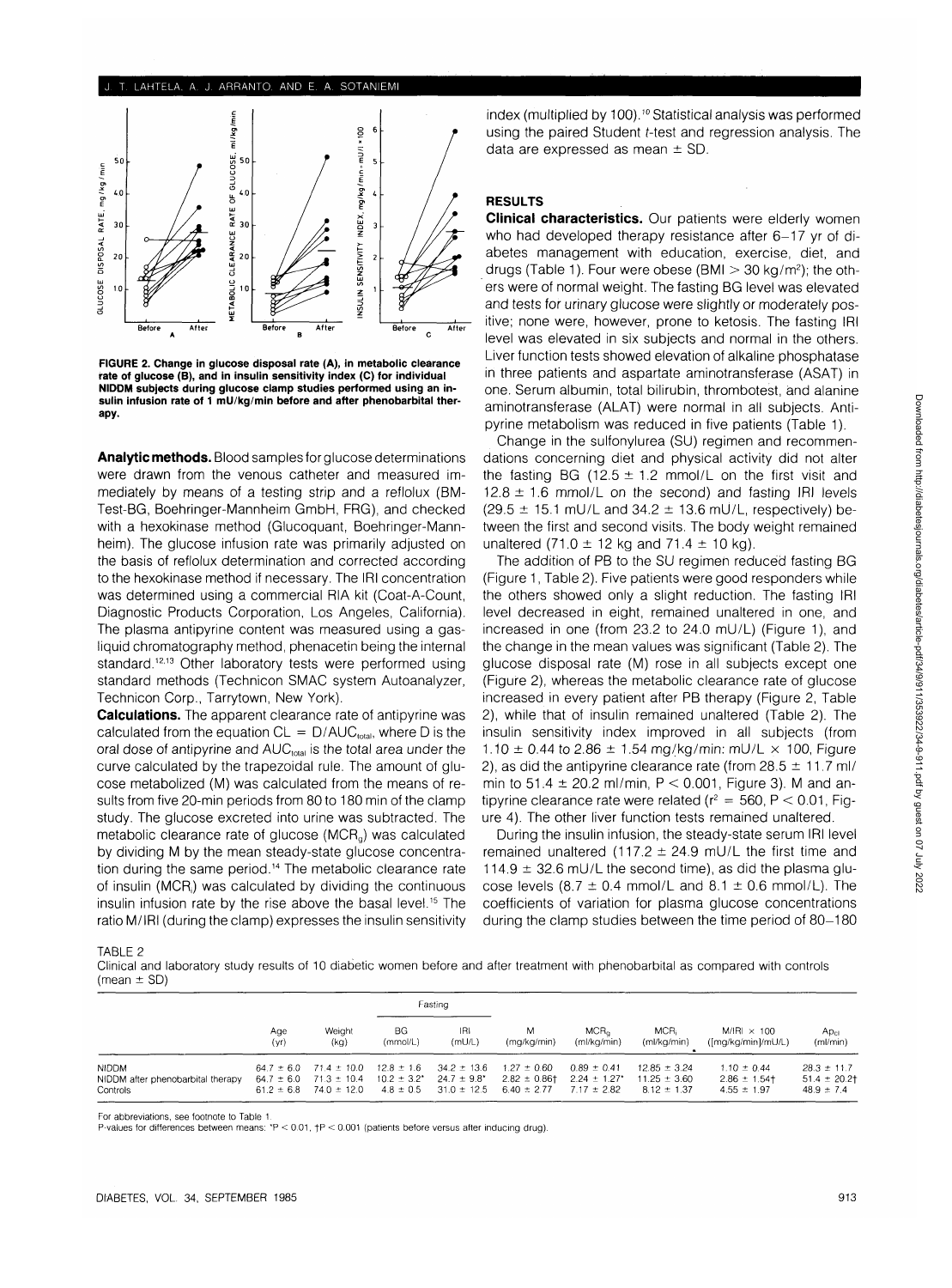FIGURE 2. Change in glucose disposal rate (A), in metabolic clearance rate of glucose (B), and in insulin sensitivity index (C) for individual NIDDM subjects during glucose clamp studies performed using an insulin infusion rate of 1 mU/kg/min before and after phenobarbital therapy.

**Analytic methods.** Blood samples for glucose determinations were drawn from the venous catheter and measured immediately by means of a testing strip and a reflolux (BM-Test-BG, Boehringer-Mannheim GmbH, FRG), and checked with a hexokinase method (Glucoquant, Boehringer-Mannheim). The glucose infusion rate was primarily adjusted on the basis of reflolux determination and corrected according to the hexokinase method if necessary. The IRI concentration was determined using a commercial RIA kit (Coat-A-Count, Diagnostic Products Corporation, Los Angeles, California). The plasma antipyrine content was measured using a gas-liquid chromatography method, phenacetin being the internal standard.[12,13] Other laboratory tests were performed using standard methods (Technicon SMAC system Autoanalyzer, Technicon Corp., Tarrytown, New York).

**Calculations.** The apparent clearance rate of antipyrine was calculated from the equation $CL = D/AUC_{total}$, where D is the oral dose of antipyrine and $AUC_{total}$ is the total area under the curve calculated by the trapezoidal rule. The amount of glucose metabolized (M) was calculated from the means of results from five 20-min periods from 80 to 180 min of the clamp study. The glucose excreted into urine was subtracted. The metabolic clearance rate of glucose ($MCR_g$) was calculated by dividing M by the mean steady-state glucose concentration during the same period.[14] The metabolic clearance rate of insulin ($MCR_i$) was calculated by dividing the continuous insulin infusion rate by the rise above the basal level.[15] The ratio M/IRI (during the clamp) expresses the insulin sensitivity index (multiplied by 100).[10] Statistical analysis was performed using the paired Student *t*-test and regression analysis. The data are expressed as mean ± SD.

## RESULTS

**Clinical characteristics.** Our patients were elderly women who had developed therapy resistance after 6–17 yr of diabetes management with education, exercise, diet, and drugs (Table 1). Four were obese (BMI > 30 kg/m$^2$); the others were of normal weight. The fasting BG level was elevated and tests for urinary glucose were slightly or moderately positive; none were, however, prone to ketosis. The fasting IRI level was elevated in six subjects and normal in the others. Liver function tests showed elevation of alkaline phosphatase in three patients and aspartate aminotransferase (ASAT) in one. Serum albumin, total bilirubin, thrombotest, and alanine aminotransferase (ALAT) were normal in all subjects. Antipyrine metabolism was reduced in five patients (Table 1).

Change in the sulfonylurea (SU) regimen and recommendations concerning diet and physical activity did not alter the fasting BG (12.5 ± 1.2 mmol/L on the first visit and 12.8 ± 1.6 mmol/L on the second) and fasting IRI levels (29.5 ± 15.1 mU/L and 34.2 ± 13.6 mU/L, respectively) between the first and second visits. The body weight remained unaltered (71.0 ± 12 kg and 71.4 ± 10 kg).

The addition of PB to the SU regimen reduced fasting BG (Figure 1, Table 2). Five patients were good responders while the others showed only a slight reduction. The fasting IRI level decreased in eight, remained unaltered in one, and increased in one (from 23.2 to 24.0 mU/L) (Figure 1), and the change in the mean values was significant (Table 2). The glucose disposal rate (M) rose in all subjects except one (Figure 2), whereas the metabolic clearance rate of glucose increased in every patient after PB therapy (Figure 2, Table 2), while that of insulin remained unaltered (Table 2). The insulin sensitivity index improved in all subjects (from 1.10 ± 0.44 to 2.86 ± 1.54 mg/kg/min: mU/L × 100, Figure 2), as did the antipyrine clearance rate (from 28.5 ± 11.7 ml/min to 51.4 ± 20.2 ml/min, $P < 0.001$, Figure 3). M and antipyrine clearance rate were related ($r^2 = 560$, $P < 0.01$, Figure 4). The other liver function tests remained unaltered.

During the insulin infusion, the steady-state serum IRI level remained unaltered (117.2 ± 24.9 mU/L the first time and 114.9 ± 32.6 mU/L the second time), as did the plasma glucose levels (8.7 ± 0.4 mmol/L and 8.1 ± 0.6 mmol/L). The coefficients of variation for plasma glucose concentrations during the clamp studies between the time period of 80–180

TABLE 2

Clinical and laboratory study results of 10 diabetic women before and after treatment with phenobarbital as compared with controls (mean ± SD)

| | Age (yr) | Weight (kg) | Fasting BG (mmol/L) | Fasting IRI (mU/L) | M (mg/kg/min) | $MCR_g$ (ml/kg/min) | $MCR_i$ (ml/kg/min) | M/IRI × 100 ([mg/kg/min]/mU/L) | $Ap_{cl}$ (ml/min) |
|---|---|---|---|---|---|---|---|---|---|
| NIDDM | 64.7 ± 6.0 | 71.4 ± 10.0 | 12.8 ± 1.6 | 34.2 ± 13.6 | 1.27 ± 0.60 | 0.89 ± 0.41 | 12.85 ± 3.24 | 1.10 ± 0.44 | 28.3 ± 11.7 |
| NIDDM after phenobarbital therapy | 64.7 ± 6.0 | 71.3 ± 10.4 | 10.2 ± 3.2* | 24.7 ± 9.8* | 2.82 ± 0.86† | 2.24 ± 1.27* | 11.25 ± 3.60 | 2.86 ± 1.54† | 51.4 ± 20.2† |
| Controls | 61.2 ± 6.8 | 74.0 ± 12.0 | 4.8 ± 0.5 | 31.0 ± 12.5 | 6.40 ± 2.77 | 7.17 ± 2.82 | 8.12 ± 1.37 | 4.55 ± 1.97 | 48.9 ± 7.4 |

For abbreviations, see footnote to Table 1.

P-values for differences between means: *$P < 0.01$, †$P < 0.001$ (patients before versus after inducing drug).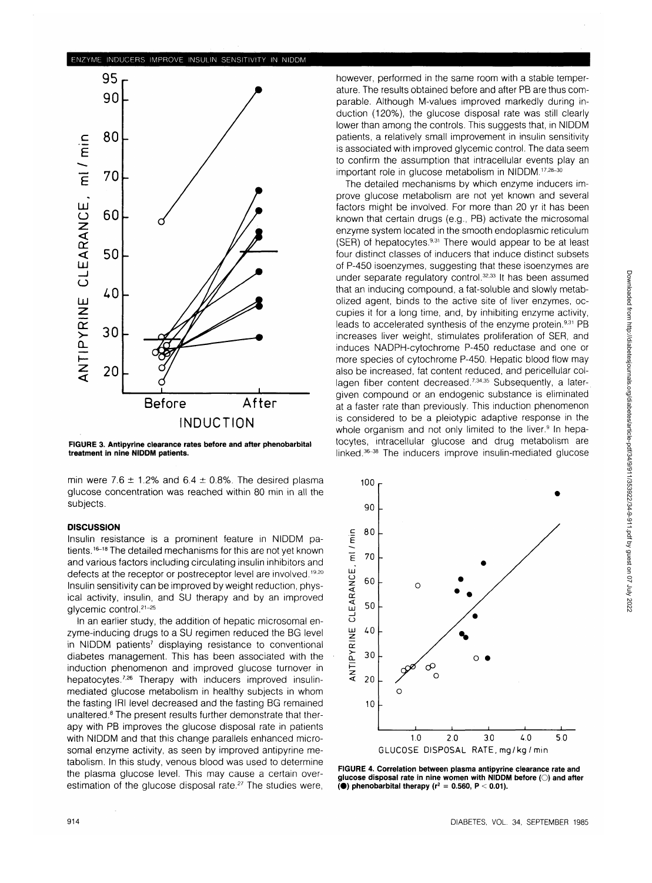FIGURE 3. Antipyrine clearance rates before and after phenobarbital treatment in nine NIDDM patients.

min were 7.6 ± 1.2% and 6.4 ± 0.8%. The desired plasma glucose concentration was reached within 80 min in all the subjects.

## DISCUSSION

Insulin resistance is a prominent feature in NIDDM patients.[16-18] The detailed mechanisms for this are not yet known and various factors including circulating insulin inhibitors and defects at the receptor or postreceptor level are involved.[19,20] Insulin sensitivity can be improved by weight reduction, physical activity, insulin, and SU therapy and by an improved glycemic control.[21-25]

In an earlier study, the addition of hepatic microsomal enzyme-inducing drugs to a SU regimen reduced the BG level in NIDDM patients[7] displaying resistance to conventional diabetes management. This has been associated with the induction phenomenon and improved glucose turnover in hepatocytes.[7,26] Therapy with inducers improved insulin-mediated glucose metabolism in healthy subjects in whom the fasting IRI level decreased and the fasting BG remained unaltered.[8] The present results further demonstrate that therapy with PB improves the glucose disposal rate in patients with NIDDM and that this change parallels enhanced microsomal enzyme activity, as seen by improved antipyrine metabolism. In this study, venous blood was used to determine the plasma glucose level. This may cause a certain overestimation of the glucose disposal rate.[27] The studies were, however, performed in the same room with a stable temperature. The results obtained before and after PB are thus comparable. Although M-values improved markedly during induction (120%), the glucose disposal rate was still clearly lower than among the controls. This suggests that, in NIDDM patients, a relatively small improvement in insulin sensitivity is associated with improved glycemic control. The data seem to confirm the assumption that intracellular events play an important role in glucose metabolism in NIDDM.[17,28-30]

The detailed mechanisms by which enzyme inducers improve glucose metabolism are not yet known and several factors might be involved. For more than 20 yr it has been known that certain drugs (e.g., PB) activate the microsomal enzyme system located in the smooth endoplasmic reticulum (SER) of hepatocytes.[9,31] There would appear to be at least four distinct classes of inducers that induce distinct subsets of P-450 isoenzymes, suggesting that these isoenzymes are under separate regulatory control.[32,33] It has been assumed that an inducing compound, a fat-soluble and slowly metabolized agent, binds to the active site of liver enzymes, occupies it for a long time, and, by inhibiting enzyme activity, leads to accelerated synthesis of the enzyme protein.[9,31] PB increases liver weight, stimulates proliferation of SER, and induces NADPH-cytochrome P-450 reductase and one or more species of cytochrome P-450. Hepatic blood flow may also be increased, fat content reduced, and pericellular collagen fiber content decreased.[7,34,35] Subsequently, a later-given compound or an endogenic substance is eliminated at a faster rate than previously. This induction phenomenon is considered to be a pleiotypic adaptive response in the whole organism and not only limited to the liver.[9] In hepatocytes, intracellular glucose and drug metabolism are linked.[36-38] The inducers improve insulin-mediated glucose

FIGURE 4. Correlation between plasma antipyrine clearance rate and glucose disposal rate in nine women with NIDDM before (○) and after (●) phenobarbital therapy ($r^2 = 0.560$, $P < 0.01$).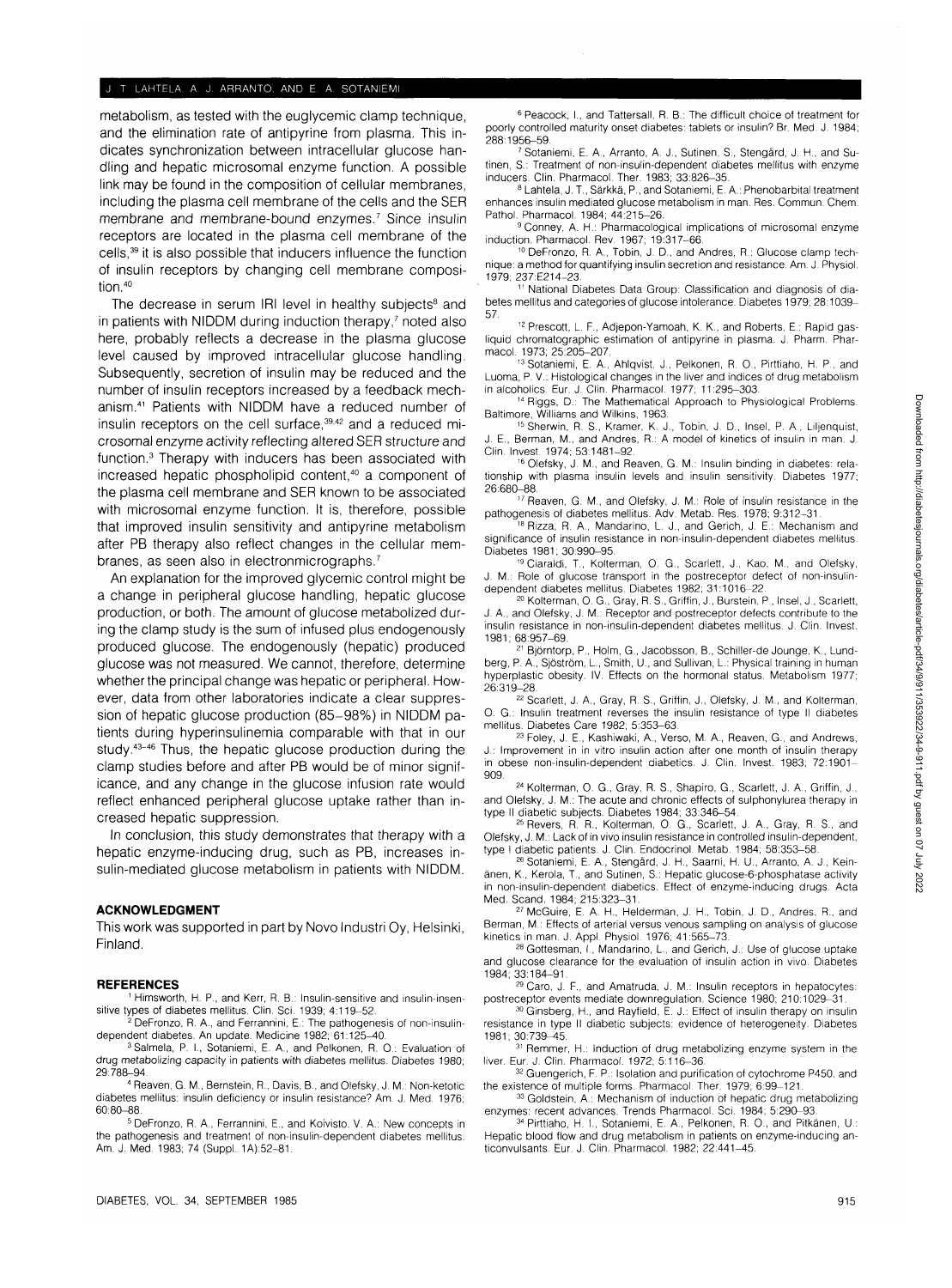metabolism, as tested with the euglycemic clamp technique, and the elimination rate of antipyrine from plasma. This indicates synchronization between intracellular glucose handling and hepatic microsomal enzyme function. A possible link may be found in the composition of cellular membranes, including the plasma cell membrane of the cells and the SER membrane and membrane-bound enzymes.[7] Since insulin receptors are located in the plasma cell membrane of the cells,[39] it is also possible that inducers influence the function of insulin receptors by changing cell membrane composition.[40]

The decrease in serum IRI level in healthy subjects[8] and in patients with NIDDM during induction therapy,[7] noted also here, probably reflects a decrease in the plasma glucose level caused by improved intracellular glucose handling. Subsequently, secretion of insulin may be reduced and the number of insulin receptors increased by a feedback mechanism.[41] Patients with NIDDM have a reduced number of insulin receptors on the cell surface,[39,42] and a reduced microsomal enzyme activity reflecting altered SER structure and function.[3] Therapy with inducers has been associated with increased hepatic phospholipid content,[40] a component of the plasma cell membrane and SER known to be associated with microsomal enzyme function. It is, therefore, possible that improved insulin sensitivity and antipyrine metabolism after PB therapy also reflect changes in the cellular membranes, as seen also in electronmicrographs.[7]

An explanation for the improved glycemic control might be a change in peripheral glucose handling, hepatic glucose production, or both. The amount of glucose metabolized during the clamp study is the sum of infused plus endogenously produced glucose. The endogenously (hepatic) produced glucose was not measured. We cannot, therefore, determine whether the principal change was hepatic or peripheral. However, data from other laboratories indicate a clear suppression of hepatic glucose production (85–98%) in NIDDM patients during hyperinsulinemia comparable with that in our study.[43-46] Thus, the hepatic glucose production during the clamp studies before and after PB would be of minor significance, and any change in the glucose infusion rate would reflect enhanced peripheral glucose uptake rather than increased hepatic suppression.

In conclusion, this study demonstrates that therapy with a hepatic enzyme-inducing drug, such as PB, increases insulin-mediated glucose metabolism in patients with NIDDM.

## ACKNOWLEDGMENT

This work was supported in part by Novo Industri Oy, Helsinki, Finland.

## REFERENCES

1. Himsworth, H. P., and Kerr, R. B.: Insulin-sensitive and insulin-insensitive types of diabetes mellitus. Clin. Sci. 1939; 4:119–52.
2. DeFronzo, R. A., and Ferrannini, E.: The pathogenesis of non-insulin-dependent diabetes. An update. Medicine 1982; 61:125–40.
3. Salmela, P. I., Sotaniemi, E. A., and Pelkonen, R. O.: Evaluation of drug metabolizing capacity in patients with diabetes mellitus. Diabetes 1980; 29:788–94.
4. Reaven, G. M., Bernstein, R., Davis, B., and Olefsky, J. M.: Non-ketotic diabetes mellitus: insulin deficiency or insulin resistance? Am. J. Med. 1976; 60:80–88.
5. DeFronzo, R. A., Ferrannini, E., and Koivisto, V. A.: New concepts in the pathogenesis and treatment of non-insulin-dependent diabetes mellitus. Am. J. Med. 1983; 74 (Suppl. 1A):52–81.
6. Peacock, I., and Tattersall, R. B.: The difficult choice of treatment for poorly controlled maturity onset diabetes: tablets or insulin? Br. Med. J. 1984; 288:1956–59.
7. Sotaniemi, E. A., Arranto, A. J., Sutinen, S., Stengård, J. H., and Sutinen, S.: Treatment of non-insulin-dependent diabetes mellitus with enzyme inducers. Clin. Pharmacol. Ther. 1983; 33:826–35.
8. Lahtela, J. T., Särkkä, P., and Sotaniemi, E. A.: Phenobarbital treatment enhances insulin mediated glucose metabolism in man. Res. Commun. Chem. Pathol. Pharmacol. 1984; 44:215–26.
9. Conney, A. H.: Pharmacological implications of microsomal enzyme induction. Pharmacol. Rev. 1967; 19:317–66.
10. DeFronzo, R. A., Tobin, J. D., and Andres, R.: Glucose clamp technique: a method for quantifying insulin secretion and resistance. Am. J. Physiol. 1979; 237:E214–23.
11. National Diabetes Data Group: Classification and diagnosis of diabetes mellitus and categories of glucose intolerance. Diabetes 1979; 28:1039–57.
12. Prescott, L. F., Adjepon-Yamoah, K. K., and Roberts, E.: Rapid gas-liquid chromatographic estimation of antipyrine in plasma. J. Pharm. Pharmacol. 1973; 25:205–207.
13. Sotaniemi, E. A., Ahlqvist, J., Pelkonen, R. O., Pirttiaho, H. P., and Luoma, P. V.: Histological changes in the liver and indices of drug metabolism in alcoholics. Eur. J. Clin. Pharmacol. 1977; 11:295–303.
14. Riggs, D.: The Mathematical Approach to Physiological Problems. Baltimore, Williams and Wilkins, 1963.
15. Sherwin, R. S., Kramer, K. J., Tobin, J. D., Insel, P. A., Liljenquist, J. E., Berman, M., and Andres, R.: A model of kinetics of insulin in man. J. Clin. Invest. 1974; 53:1481–92.
16. Olefsky, J. M., and Reaven, G. M.: Insulin binding in diabetes: relationship with plasma insulin levels and insulin sensitivity. Diabetes 1977; 26:680–88.
17. Reaven, G. M., and Olefsky, J. M.: Role of insulin resistance in the pathogenesis of diabetes mellitus. Adv. Metab. Res. 1978; 9:312–31.
18. Rizza, R. A., Mandarino, L. J., and Gerich, J. E.: Mechanism and significance of insulin resistance in non-insulin-dependent diabetes mellitus. Diabetes 1981; 30:990–95.
19. Ciaraldi, T., Kolterman, O. G., Scarlett, J., Kao, M., and Olefsky, J. M.: Role of glucose transport in the postreceptor defect of non-insulin-dependent diabetes mellitus. Diabetes 1982; 31:1016–22.
20. Kolterman, O. G., Gray, R. S., Griffin, J., Burstein, P., Insel, J., Scarlett, J. A., and Olefsky, J. M.: Receptor and postreceptor defects contribute to the insulin resistance in non-insulin-dependent diabetes mellitus. J. Clin. Invest. 1981; 68:957–69.
21. Björntorp, P., Holm, G., Jacobsson, B., Schiller-de Jounge, K., Lundberg, P. A., Sjöström, L., Smith, U., and Sullivan, L.: Physical training in human hyperplastic obesity. IV. Effects on the hormonal status. Metabolism 1977; 26:319–28.
22. Scarlett, J. A., Gray, R. S., Griffin, J., Olefsky, J. M., and Kolterman, O. G.: Insulin treatment reverses the insulin resistance of type II diabetes mellitus. Diabetes Care 1982; 5:353–63.
23. Foley, J. E., Kashiwaki, A., Verso, M. A., Reaven, G., and Andrews, J.: Improvement in in vitro insulin action after one month of insulin therapy in obese non-insulin-dependent diabetics. J. Clin. Invest. 1983; 72:1901–909.
24. Kolterman, O. G., Gray, R. S., Shapiro, G., Scarlett, J. A., Griffin, J., and Olefsky, J. M.: The acute and chronic effects of sulphonylurea therapy in type II diabetic subjects. Diabetes 1984; 33:346–54.
25. Revers, R. R., Kolterman, O. G., Scarlett, J. A., Gray, R. S., and Olefsky, J. M.: Lack of in vivo insulin resistance in controlled insulin-dependent, type I diabetic patients. J. Clin. Endocrinol. Metab. 1984; 58:353–58.
26. Sotaniemi, E. A., Stengård, J. H., Saarni, H. U., Arranto, A. J., Keinänen, K., Kerola, T., and Sutinen, S.: Hepatic glucose-6-phosphatase activity in non-insulin-dependent diabetics. Effect of enzyme-inducing drugs. Acta Med. Scand. 1984; 215:323–31.
27. McGuire, E. A. H., Helderman, J. H., Tobin, J. D., Andres, R., and Berman, M.: Effects of arterial versus venous sampling on analysis of glucose kinetics in man. J. Appl. Physiol. 1976; 41:565–73.
28. Gottesman, I., Mandarino, L., and Gerich, J.: Use of glucose uptake and glucose clearance for the evaluation of insulin action in vivo. Diabetes 1984; 33:184–91.
29. Caro, J. F., and Amatruda, J. M.: Insulin receptors in hepatocytes: postreceptor events mediate downregulation. Science 1980; 210:1029–31.
30. Ginsberg, H., and Rayfield, E. J.: Effect of insulin therapy on insulin resistance in type II diabetic subjects: evidence of heterogeneity. Diabetes 1981; 30:739–45.
31. Remmer, H.: Induction of drug metabolizing enzyme system in the liver. Eur. J. Clin. Pharmacol. 1972; 5:116–36.
32. Guengerich, F. P.: Isolation and purification of cytochrome P450, and the existence of multiple forms. Pharmacol. Ther. 1979; 6:99–121.
33. Goldstein, A.: Mechanism of induction of hepatic drug metabolizing enzymes: recent advances. Trends Pharmacol. Sci. 1984; 5:290–93.
34. Pirttiaho, H. I., Sotaniemi, E. A., Pelkonen, R. O., and Pitkänen, U.: Hepatic blood flow and drug metabolism in patients on enzyme-inducing anticonvulsants. Eur. J. Clin. Pharmacol. 1982; 22:441–45.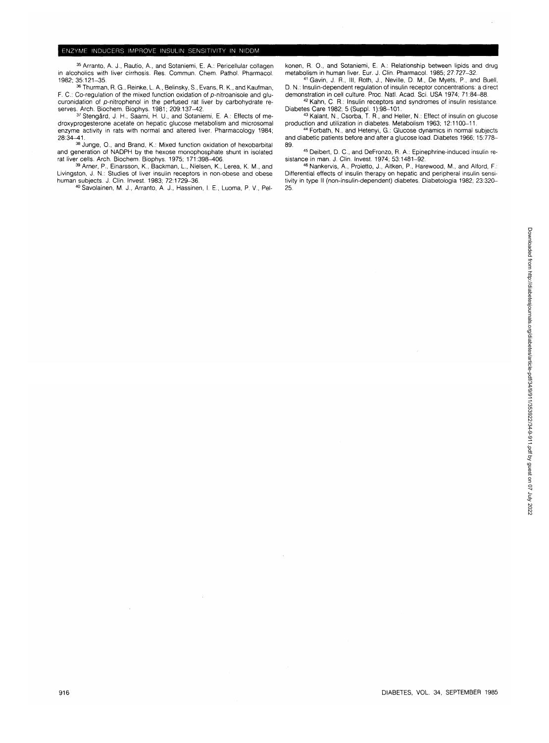[35] Arranto, A. J., Rautio, A., and Sotaniemi, E. A.: Pericellular collagen in alcoholics with liver cirrhosis. Res. Commun. Chem. Pathol. Pharmacol. 1982; 35:121–35.

[36] Thurman, R. G., Reinke, L. A., Belinsky, S., Evans, R. K., and Kaufman, F. C.: Co-regulation of the mixed function oxidation of p-nitroanisole and glucuronidation of p-nitrophenol in the perfused rat liver by carbohydrate reserves. Arch. Biochem. Biophys. 1981; 209:137–42.

[37] Stengård, J. H., Saarni, H. U., and Sotaniemi, E. A.: Effects of medroxyprogesterone acetate on hepatic glucose metabolism and microsomal enzyme activity in rats with normal and altered liver. Pharmacology 1984; 28:34–41.

[38] Junge, O., and Brand, K.: Mixed function oxidation of hexobarbital and generation of NADPH by the hexose monophosphate shunt in isolated rat liver cells. Arch. Biochem. Biophys. 1975; 171:398–406.

[39] Arner, P., Einarsson, K., Backman, L., Nielsen, K., Lerea, K. M., and Livingston, J. N.: Studies of liver insulin receptors in non-obese and obese human subjects. J. Clin. Invest. 1983; 72:1729–36.

[40] Savolainen, M. J., Arranto, A. J., Hassinen, I. E., Luoma, P. V., Pelkonen, R. O., and Sotaniemi, E. A.: Relationship between lipids and drug metabolism in human liver. Eur. J. Clin. Pharmacol. 1985; 27:727–32.

[41] Gavin, J. R., III, Roth, J., Neville, D. M., De Myets, P., and Buell, D. N.: Insulin-dependent regulation of insulin receptor concentrations: a direct demonstration in cell culture. Proc. Natl. Acad. Sci. USA 1974; 71:84–88.

[42] Kahn, C. R.: Insulin receptors and syndromes of insulin resistance. Diabetes Care 1982; 5 (Suppl. 1):98–101.

[43] Kalant, N., Csorba, T. R., and Heller, N.: Effect of insulin on glucose production and utilization in diabetes. Metabolism 1963; 12:1100–11.

[44] Forbath, N., and Hetenyi, G.: Glucose dynamics in normal subjects and diabetic patients before and after a glucose load. Diabetes 1966; 15:778–89.

[45] Deibert, D. C., and DeFronzo, R. A.: Epinephrine-induced insulin resistance in man. J. Clin. Invest. 1974; 53:1481–92.

[46] Nankervis, A., Proietto, J., Aitken, P., Harewood, M., and Alford, F.: Differential effects of insulin therapy on hepatic and peripheral insulin sensitivity in type II (non-insulin-dependent) diabetes. Diabetologia 1982; 23:320–25.